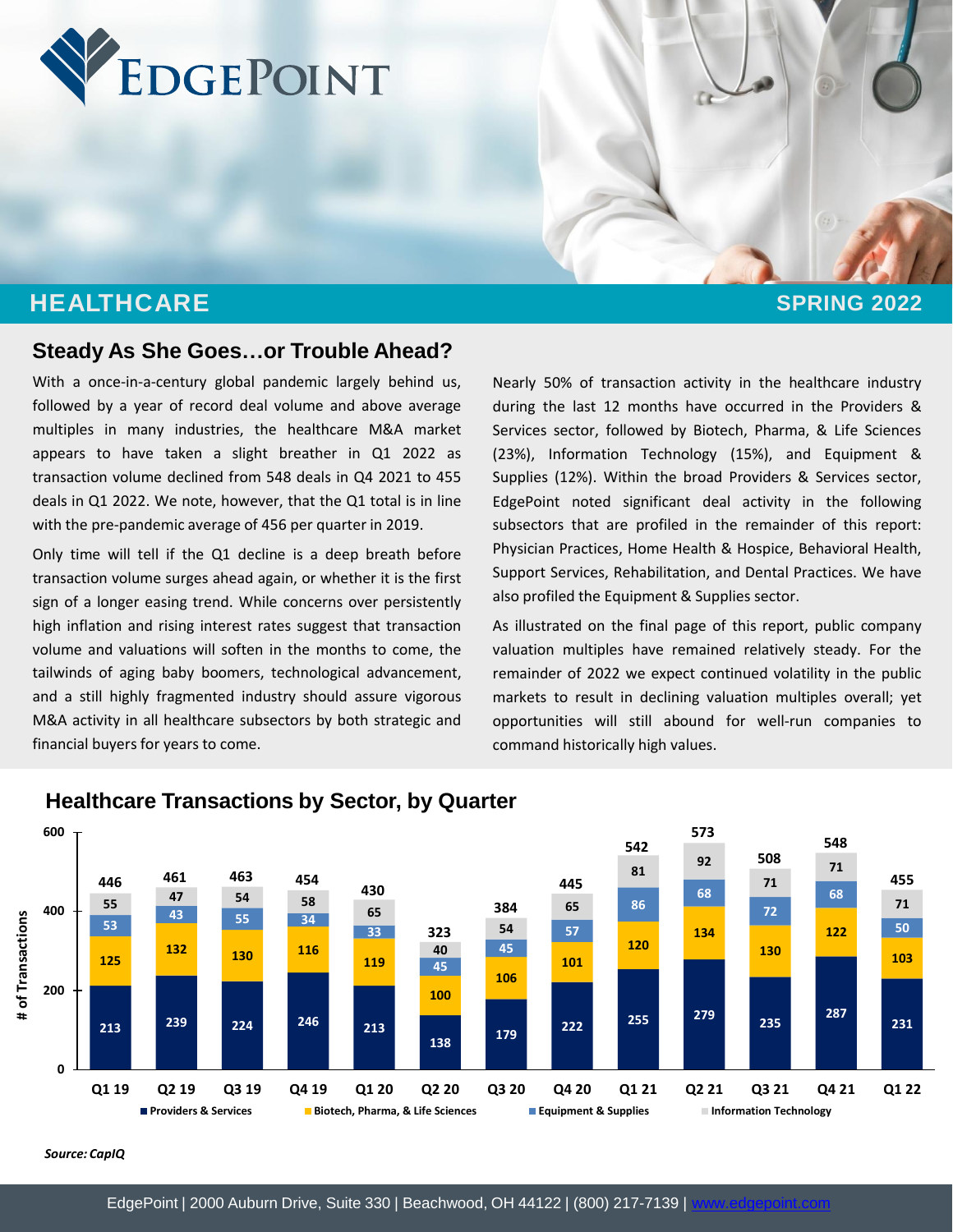# EDGEPOINT

## HEALTHCARE

**SPRING 2022**

## Steady As She Goes…or Trouble Ahead?

With a once-in-a-century global pandemic largely behind us, followed by a year of record deal volume and above average multiples in many industries, the healthcare M&A market appears to have taken a slight breather in Q1 2022 as transaction volume declined from 548 deals in Q4 2021 to 455 deals in Q1 2022. We note, however, that the Q1 total is in line with the pre-pandemic average of 456 per quarter in 2019.

Only time will tell if the Q1 decline is a deep breath before transaction volume surges ahead again, or whether it is the first sign of a longer easing trend. While concerns over persistently high inflation and rising interest rates suggest that transaction volume and valuations will soften in the months to come, the tailwinds of aging baby boomers, technological advancement, and a still highly fragmented industry should assure vigorous M&A activity in all healthcare subsectors by both strategic and financial buyers for years to come.

Nearly 50% of transaction activity in the healthcare industry during the last 12 months have occurred in the Providers & Services sector, followed by Biotech, Pharma, & Life Sciences (23%), Information Technology (15%), and Equipment & Supplies (12%). Within the broad Providers & Services sector, EdgePoint noted significant deal activity in the following subsectors that are profiled in the remainder of this report: Physician Practices, Home Health & Hospice, Behavioral Health, Support Services, Rehabilitation, and Dental Practices. We have also profiled the Equipment & Supplies sector.

As illustrated on the final page of this report, public company valuation multiples have remained relatively steady. For the remainder of 2022 we expect continued volatility in the public markets to result in declining valuation multiples overall; yet opportunities will still abound for well-run companies to command historically high values.

## Healthcare Transactions by Sector, by Quarter

| Quarter | Providers & Services | Biotech, Pharma, & Life Sciences | Equipment & Supplies | Information Technology | Total |
|---|---|---|---|---|---|
| Q1 19 | 213 | 125 | 53 | 55 | 446 |
| Q2 19 | 239 | 132 | 43 | 47 | 461 |
| Q3 19 | 224 | 130 | 55 | 54 | 463 |
| Q4 19 | 246 | 116 | 34 | 58 | 454 |
| Q1 20 | 213 | 119 | 33 | 65 | 430 |
| Q2 20 | 138 | 100 | 45 | 40 | 323 |
| Q3 20 | 179 | 106 | 45 | 54 | 384 |
| Q4 20 | 222 | 101 | 57 | 65 | 445 |
| Q1 21 | 255 | 120 | 86 | 81 | 542 |
| Q2 21 | 279 | 134 | 68 | 92 | 573 |
| Q3 21 | 235 | 130 | 72 | 71 | 508 |
| Q4 21 | 287 | 122 | 68 | 71 | 548 |
| Q1 22 | 231 | 103 | 50 | 71 | 455 |

*Source: CapIQ*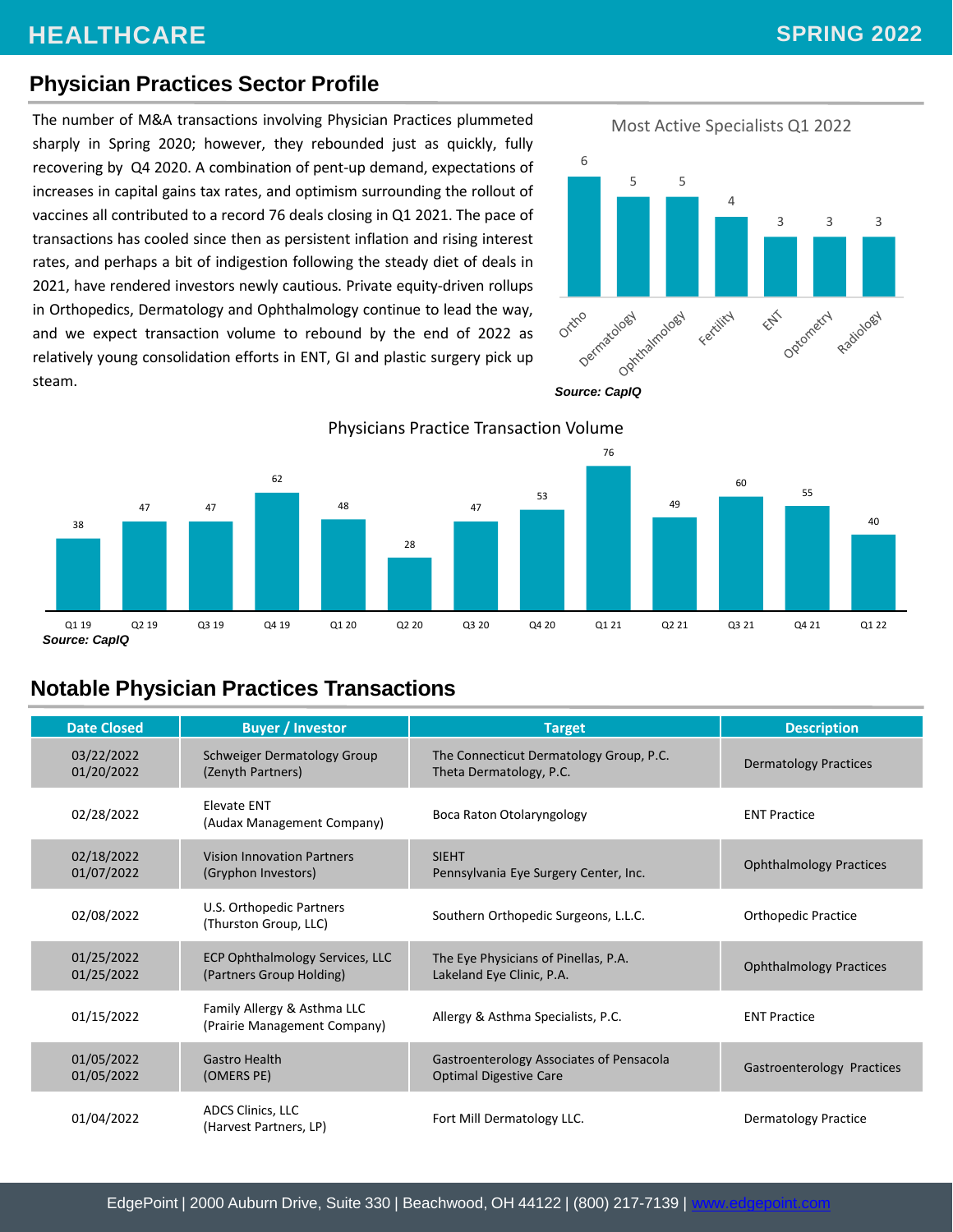## Physician Practices Sector Profile

The number of M&A transactions involving Physician Practices plummeted sharply in Spring 2020; however, they rebounded just as quickly, fully recovering by Q4 2020. A combination of pent-up demand, expectations of increases in capital gains tax rates, and optimism surrounding the rollout of vaccines all contributed to a record 76 deals closing in Q1 2021. The pace of transactions has cooled since then as persistent inflation and rising interest rates, and perhaps a bit of indigestion following the steady diet of deals in 2021, have rendered investors newly cautious. Private equity-driven rollups in Orthopedics, Dermatology and Ophthalmology continue to lead the way, and we expect transaction volume to rebound by the end of 2022 as relatively young consolidation efforts in ENT, GI and plastic surgery pick up steam.

**Most Active Specialists Q1 2022**

| Specialty | Count |
|---|---|
| Ortho | 6 |
| Dermatology | 5 |
| Ophthalmology | 5 |
| Fertility | 4 |
| ENT | 3 |
| Optometry | 3 |
| Radiology | 3 |

***Source: CapIQ***

**Physicians Practice Transaction Volume**

| Quarter | Q1 19 | Q2 19 | Q3 19 | Q4 19 | Q1 20 | Q2 20 | Q3 20 | Q4 20 | Q1 21 | Q2 21 | Q3 21 | Q4 21 | Q1 22 |
|---|---|---|---|---|---|---|---|---|---|---|---|---|---|
| Transactions | 38 | 47 | 47 | 62 | 48 | 28 | 47 | 53 | 76 | 49 | 60 | 55 | 40 |

***Source: CapIQ***

## Notable Physician Practices Transactions

| Date Closed | Buyer / Investor | Target | Description |
|---|---|---|---|
| 03/22/2022<br>01/20/2022 | Schweiger Dermatology Group<br>(Zenyth Partners) | The Connecticut Dermatology Group, P.C.<br>Theta Dermatology, P.C. | Dermatology Practices |
| 02/28/2022 | Elevate ENT<br>(Audax Management Company) | Boca Raton Otolaryngology | ENT Practice |
| 02/18/2022<br>01/07/2022 | Vision Innovation Partners<br>(Gryphon Investors) | SIEHT<br>Pennsylvania Eye Surgery Center, Inc. | Ophthalmology Practices |
| 02/08/2022 | U.S. Orthopedic Partners<br>(Thurston Group, LLC) | Southern Orthopedic Surgeons, L.L.C. | Orthopedic Practice |
| 01/25/2022<br>01/25/2022 | ECP Ophthalmology Services, LLC<br>(Partners Group Holding) | The Eye Physicians of Pinellas, P.A.<br>Lakeland Eye Clinic, P.A. | Ophthalmology Practices |
| 01/15/2022 | Family Allergy & Asthma LLC<br>(Prairie Management Company) | Allergy & Asthma Specialists, P.C. | ENT Practice |
| 01/05/2022<br>01/05/2022 | Gastro Health<br>(OMERS PE) | Gastroenterology Associates of Pensacola<br>Optimal Digestive Care | Gastroenterology Practices |
| 01/04/2022 | ADCS Clinics, LLC<br>(Harvest Partners, LP) | Fort Mill Dermatology LLC. | Dermatology Practice |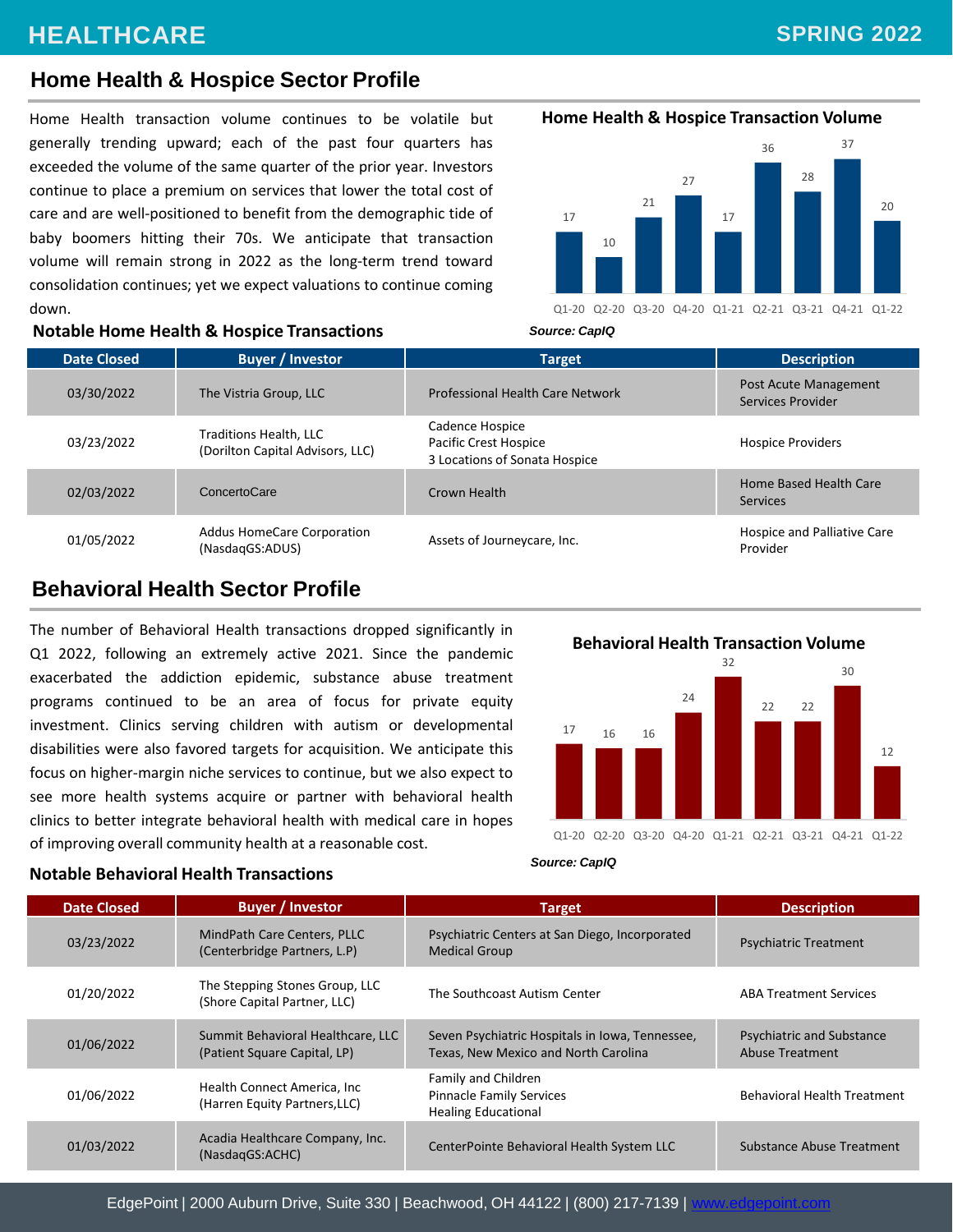## Home Health & Hospice Sector Profile

Home Health transaction volume continues to be volatile but generally trending upward; each of the past four quarters has exceeded the volume of the same quarter of the prior year. Investors continue to place a premium on services that lower the total cost of care and are well-positioned to benefit from the demographic tide of baby boomers hitting their 70s. We anticipate that transaction volume will remain strong in 2022 as the long-term trend toward consolidation continues; yet we expect valuations to continue coming down.

**Home Health & Hospice Transaction Volume**

| Quarter | Q1-20 | Q2-20 | Q3-20 | Q4-20 | Q1-21 | Q2-21 | Q3-21 | Q4-21 | Q1-22 |
|---|---|---|---|---|---|---|---|---|---|
| Transactions | 17 | 10 | 21 | 27 | 17 | 36 | 28 | 37 | 20 |

*Source: CapIQ*

### Notable Home Health & Hospice Transactions

| Date Closed | Buyer / Investor | Target | Description |
|---|---|---|---|
| 03/30/2022 | The Vistria Group, LLC | Professional Health Care Network | Post Acute Management Services Provider |
| 03/23/2022 | Traditions Health, LLC (Dorilton Capital Advisors, LLC) | Cadence Hospice<br>Pacific Crest Hospice<br>3 Locations of Sonata Hospice | Hospice Providers |
| 02/03/2022 | ConcertoCare | Crown Health | Home Based Health Care Services |
| 01/05/2022 | Addus HomeCare Corporation (NasdaqGS:ADUS) | Assets of Journeycare, Inc. | Hospice and Palliative Care Provider |

## Behavioral Health Sector Profile

The number of Behavioral Health transactions dropped significantly in Q1 2022, following an extremely active 2021. Since the pandemic exacerbated the addiction epidemic, substance abuse treatment programs continued to be an area of focus for private equity investment. Clinics serving children with autism or developmental disabilities were also favored targets for acquisition. We anticipate this focus on higher-margin niche services to continue, but we also expect to see more health systems acquire or partner with behavioral health clinics to better integrate behavioral health with medical care in hopes of improving overall community health at a reasonable cost.

**Behavioral Health Transaction Volume**

| Quarter | Q1-20 | Q2-20 | Q3-20 | Q4-20 | Q1-21 | Q2-21 | Q3-21 | Q4-21 | Q1-22 |
|---|---|---|---|---|---|---|---|---|---|
| Transactions | 17 | 16 | 16 | 24 | 32 | 22 | 22 | 30 | 12 |

*Source: CapIQ*

### Notable Behavioral Health Transactions

| Date Closed | Buyer / Investor | Target | Description |
|---|---|---|---|
| 03/23/2022 | MindPath Care Centers, PLLC (Centerbridge Partners, L.P) | Psychiatric Centers at San Diego, Incorporated Medical Group | Psychiatric Treatment |
| 01/20/2022 | The Stepping Stones Group, LLC (Shore Capital Partner, LLC) | The Southcoast Autism Center | ABA Treatment Services |
| 01/06/2022 | Summit Behavioral Healthcare, LLC (Patient Square Capital, LP) | Seven Psychiatric Hospitals in Iowa, Tennessee, Texas, New Mexico and North Carolina | Psychiatric and Substance Abuse Treatment |
| 01/06/2022 | Health Connect America, Inc (Harren Equity Partners,LLC) | Family and Children<br>Pinnacle Family Services<br>Healing Educational | Behavioral Health Treatment |
| 01/03/2022 | Acadia Healthcare Company, Inc. (NasdaqGS:ACHC) | CenterPointe Behavioral Health System LLC | Substance Abuse Treatment |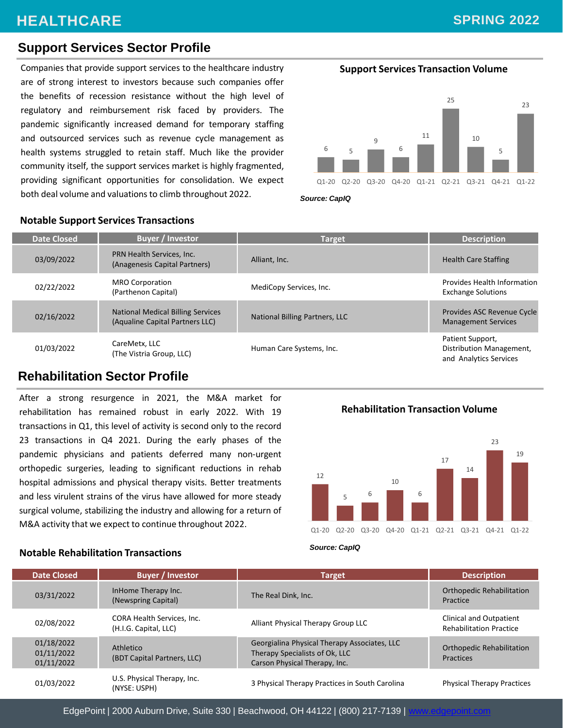## Support Services Sector Profile

Companies that provide support services to the healthcare industry are of strong interest to investors because such companies offer the benefits of recession resistance without the high level of regulatory and reimbursement risk faced by providers. The pandemic significantly increased demand for temporary staffing and outsourced services such as revenue cycle management as health systems struggled to retain staff. Much like the provider community itself, the support services market is highly fragmented, providing significant opportunities for consolidation. We expect both deal volume and valuations to climb throughout 2022.

**Support Services Transaction Volume**

| Q1-20 | Q2-20 | Q3-20 | Q4-20 | Q1-21 | Q2-21 | Q3-21 | Q4-21 | Q1-22 |
|---|---|---|---|---|---|---|---|---|
| 6 | 5 | 9 | 6 | 11 | 25 | 10 | 5 | 23 |

***Source: CapIQ***

### Notable Support Services Transactions

| Date Closed | Buyer / Investor | Target | Description |
|---|---|---|---|
| 03/09/2022 | PRN Health Services, Inc. (Anagenesis Capital Partners) | Alliant, Inc. | Health Care Staffing |
| 02/22/2022 | MRO Corporation (Parthenon Capital) | MediCopy Services, Inc. | Provides Health Information Exchange Solutions |
| 02/16/2022 | National Medical Billing Services (Aqualine Capital Partners LLC) | National Billing Partners, LLC | Provides ASC Revenue Cycle Management Services |
| 01/03/2022 | CareMetx, LLC (The Vistria Group, LLC) | Human Care Systems, Inc. | Patient Support, Distribution Management, and Analytics Services |

## Rehabilitation Sector Profile

After a strong resurgence in 2021, the M&A market for rehabilitation has remained robust in early 2022. With 19 transactions in Q1, this level of activity is second only to the record 23 transactions in Q4 2021. During the early phases of the pandemic physicians and patients deferred many non-urgent orthopedic surgeries, leading to significant reductions in rehab hospital admissions and physical therapy visits. Better treatments and less virulent strains of the virus have allowed for more steady surgical volume, stabilizing the industry and allowing for a return of M&A activity that we expect to continue throughout 2022.

**Rehabilitation Transaction Volume**

| Q1-20 | Q2-20 | Q3-20 | Q4-20 | Q1-21 | Q2-21 | Q3-21 | Q4-21 | Q1-22 |
|---|---|---|---|---|---|---|---|---|
| 12 | 5 | 6 | 10 | 6 | 17 | 14 | 23 | 19 |

***Source: CapIQ***

### Notable Rehabilitation Transactions

| Date Closed | Buyer / Investor | Target | Description |
|---|---|---|---|
| 03/31/2022 | InHome Therapy Inc. (Newspring Capital) | The Real Dink, Inc. | Orthopedic Rehabilitation Practice |
| 02/08/2022 | CORA Health Services, Inc. (H.I.G. Capital, LLC) | Alliant Physical Therapy Group LLC | Clinical and Outpatient Rehabilitation Practice |
| 01/18/2022<br>01/11/2022<br>01/11/2022 | Athletico (BDT Capital Partners, LLC) | Georgialina Physical Therapy Associates, LLC<br>Therapy Specialists of Ok, LLC<br>Carson Physical Therapy, Inc. | Orthopedic Rehabilitation Practices |
| 01/03/2022 | U.S. Physical Therapy, Inc. (NYSE: USPH) | 3 Physical Therapy Practices in South Carolina | Physical Therapy Practices |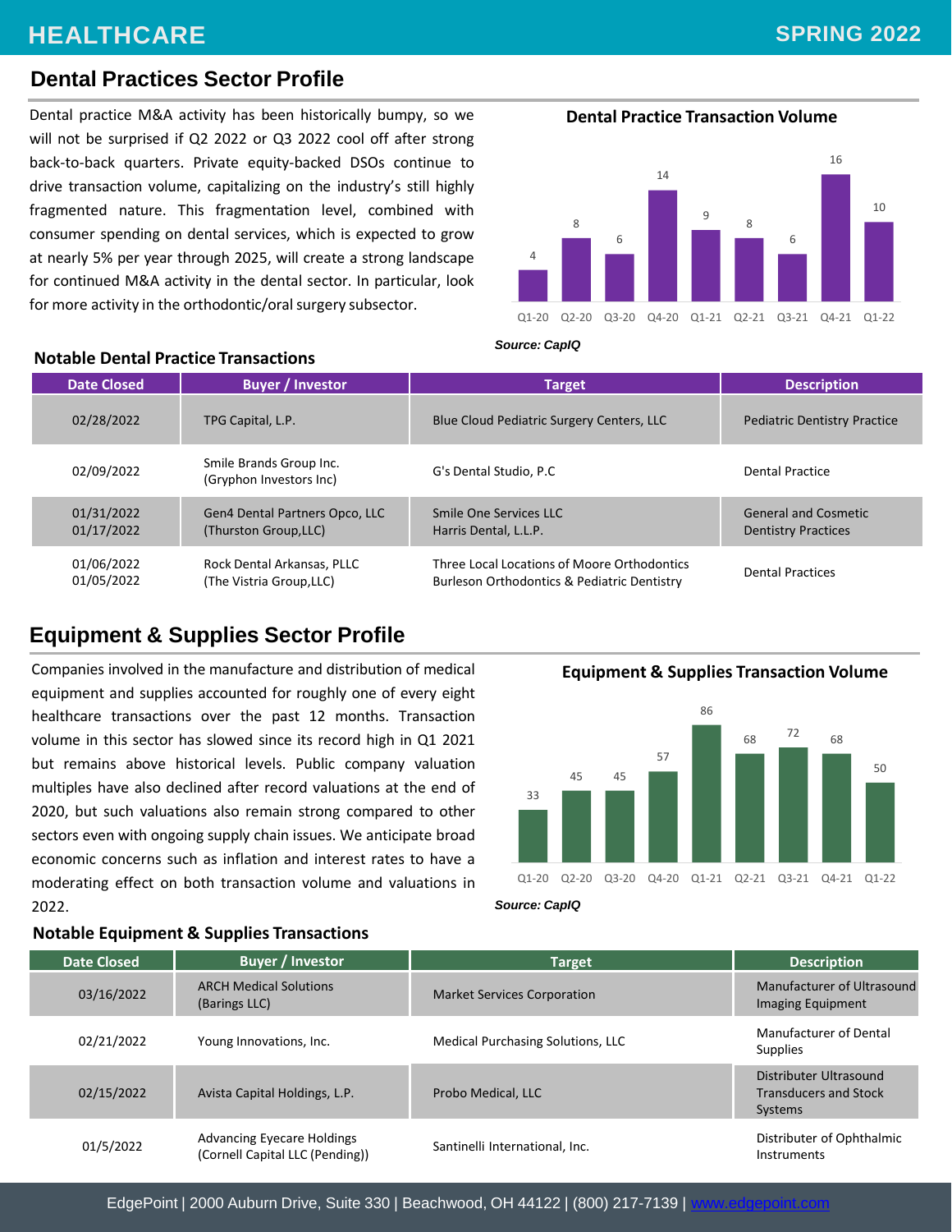## Dental Practices Sector Profile

Dental practice M&A activity has been historically bumpy, so we will not be surprised if Q2 2022 or Q3 2022 cool off after strong back-to-back quarters. Private equity-backed DSOs continue to drive transaction volume, capitalizing on the industry's still highly fragmented nature. This fragmentation level, combined with consumer spending on dental services, which is expected to grow at nearly 5% per year through 2025, will create a strong landscape for continued M&A activity in the dental sector. In particular, look for more activity in the orthodontic/oral surgery subsector.

**Dental Practice Transaction Volume**

| Q1-20 | Q2-20 | Q3-20 | Q4-20 | Q1-21 | Q2-21 | Q3-21 | Q4-21 | Q1-22 |
|---|---|---|---|---|---|---|---|---|
| 4 | 8 | 6 | 14 | 9 | 8 | 6 | 16 | 10 |

*Source: CapIQ*

### Notable Dental Practice Transactions

| Date Closed | Buyer / Investor | Target | Description |
|---|---|---|---|
| 02/28/2022 | TPG Capital, L.P. | Blue Cloud Pediatric Surgery Centers, LLC | Pediatric Dentistry Practice |
| 02/09/2022 | Smile Brands Group Inc. (Gryphon Investors Inc) | G's Dental Studio, P.C | Dental Practice |
| 01/31/2022<br>01/17/2022 | Gen4 Dental Partners Opco, LLC (Thurston Group,LLC) | Smile One Services LLC<br>Harris Dental, L.L.P. | General and Cosmetic Dentistry Practices |
| 01/06/2022<br>01/05/2022 | Rock Dental Arkansas, PLLC (The Vistria Group,LLC) | Three Local Locations of Moore Orthodontics<br>Burleson Orthodontics & Pediatric Dentistry | Dental Practices |

## Equipment & Supplies Sector Profile

Companies involved in the manufacture and distribution of medical equipment and supplies accounted for roughly one of every eight healthcare transactions over the past 12 months. Transaction volume in this sector has slowed since its record high in Q1 2021 but remains above historical levels. Public company valuation multiples have also declined after record valuations at the end of 2020, but such valuations also remain strong compared to other sectors even with ongoing supply chain issues. We anticipate broad economic concerns such as inflation and interest rates to have a moderating effect on both transaction volume and valuations in 2022.

**Equipment & Supplies Transaction Volume**

| Q1-20 | Q2-20 | Q3-20 | Q4-20 | Q1-21 | Q2-21 | Q3-21 | Q4-21 | Q1-22 |
|---|---|---|---|---|---|---|---|---|
| 33 | 45 | 45 | 57 | 86 | 68 | 72 | 68 | 50 |

*Source: CapIQ*

### Notable Equipment & Supplies Transactions

| Date Closed | Buyer / Investor | Target | Description |
|---|---|---|---|
| 03/16/2022 | ARCH Medical Solutions (Barings LLC) | Market Services Corporation | Manufacturer of Ultrasound Imaging Equipment |
| 02/21/2022 | Young Innovations, Inc. | Medical Purchasing Solutions, LLC | Manufacturer of Dental Supplies |
| 02/15/2022 | Avista Capital Holdings, L.P. | Probo Medical, LLC | Distributer Ultrasound Transducers and Stock Systems |
| 01/5/2022 | Advancing Eyecare Holdings (Cornell Capital LLC (Pending)) | Santinelli International, Inc. | Distributer of Ophthalmic Instruments |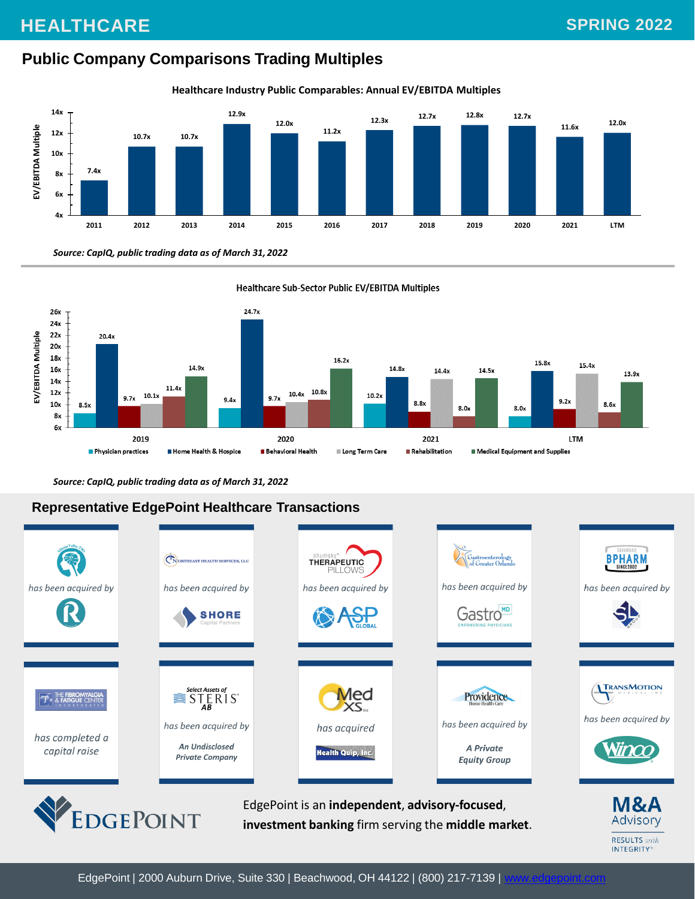# Public Company Comparisons Trading Multiples

**Healthcare Industry Public Comparables: Annual EV/EBITDA Multiples**

EV/EBITDA Multiple

14x
12x
10x
8x
6x
4x

7.4x
10.7x
10.7x
12.9x
12.0x
11.2x
12.3x
12.7x
12.8x
12.7x
11.6x
12.0x

2011 2012 2013 2014 2015 2016 2017 2018 2019 2020 2021 LTM

*Source: CapIQ, public trading data as of March 31, 2022*

**Healthcare Sub-Sector Public EV/EBITDA Multiples**

EV/EBITDA Multiple

26x
24x
22x
20x
18x
16x
14x
12x
10x
8x
6x

2019: 8.5x, 20.4x, 9.7x, 10.1x, 11.4x, 14.9x

2020: 9.4x, 24.7x, 9.7x, 10.4x, 10.8x, 16.2x

2021: 10.2x, 14.8x, 8.8x, 14.4x, 8.0x, 14.5x

LTM: 8.0x, 15.8x, 9.2x, 15.4x, 8.6x, 13.9x

Physician practices | Home Health & Hospice | Behavioral Health | Long Term Care | Rehabilitation | Medical Equipment and Supplies

*Source: CapIQ, public trading data as of March 31, 2022*

## Representative EdgePoint Healthcare Transactions

has been acquired by

Northeast Health Services, LLC has been acquired by Shore Capital Partners

Shumsky Therapeutic Pillows has been acquired by ASP Global

Gastroenterology of Greater Orlando has been acquired by Gastro MD Empowering Physicians

Savannah BPharm Since 2002 has been acquired by

The Fibromyalgia & Fatigue Center Incorporated has completed a capital raise

Select Assets of STERIS AB has been acquired by An Undisclosed Private Company

MedXS has acquired Health Quip, Inc.

Providence Home Health Care has been acquired by A Private Equity Group

TransMotion Medical Inc has been acquired by Winco

EdgePoint

EdgePoint is an **independent**, **advisory-focused**, **investment banking** firm serving the **middle market**.

M&A Advisory

RESULTS with INTEGRITY

EdgePoint | 2000 Auburn Drive, Suite 330 | Beachwood, OH 44122 | (800) 217-7139 | www.edgepoint.com